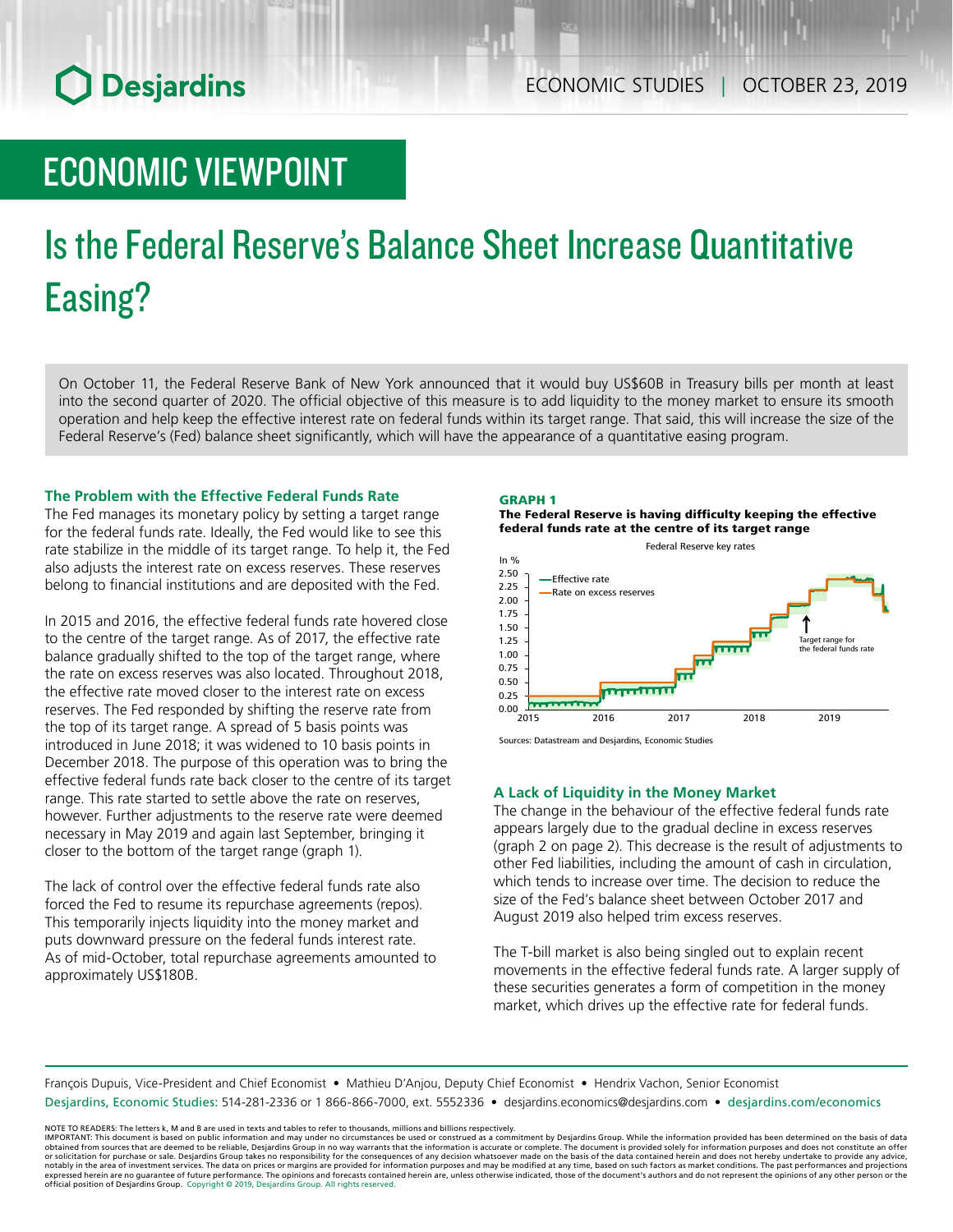ECONOMIC VIEWPOINT

# Is the Federal Reserve's Balance Sheet Increase Quantitative Easing?

On October 11, the Federal Reserve Bank of New York announced that it would buy US$60B in Treasury bills per month at least into the second quarter of 2020. The official objective of this measure is to add liquidity to the money market to ensure its smooth operation and help keep the effective interest rate on federal funds within its target range. That said, this will increase the size of the Federal Reserve's (Fed) balance sheet significantly, which will have the appearance of a quantitative easing program.

### The Problem with the Effective Federal Funds Rate

The Fed manages its monetary policy by setting a target range for the federal funds rate. Ideally, the Fed would like to see this rate stabilize in the middle of its target range. To help it, the Fed also adjusts the interest rate on excess reserves. These reserves belong to financial institutions and are deposited with the Fed.

In 2015 and 2016, the effective federal funds rate hovered close to the centre of the target range. As of 2017, the effective rate balance gradually shifted to the top of the target range, where the rate on excess reserves was also located. Throughout 2018, the effective rate moved closer to the interest rate on excess reserves. The Fed responded by shifting the reserve rate from the top of its target range. A spread of 5 basis points was introduced in June 2018; it was widened to 10 basis points in December 2018. The purpose of this operation was to bring the effective federal funds rate back closer to the centre of its target range. This rate started to settle above the rate on reserves, however. Further adjustments to the reserve rate were deemed necessary in May 2019 and again last September, bringing it closer to the bottom of the target range (graph 1).

The lack of control over the effective federal funds rate also forced the Fed to resume its repurchase agreements (repos). This temporarily injects liquidity into the money market and puts downward pressure on the federal funds interest rate. As of mid-October, total repurchase agreements amounted to approximately US$180B.

**GRAPH 1**
**The Federal Reserve is having difficulty keeping the effective federal funds rate at the centre of its target range**

Federal Reserve key rates

Sources: Datastream and Desjardins, Economic Studies

### A Lack of Liquidity in the Money Market

The change in the behaviour of the effective federal funds rate appears largely due to the gradual decline in excess reserves (graph 2 on page 2). This decrease is the result of adjustments to other Fed liabilities, including the amount of cash in circulation, which tends to increase over time. The decision to reduce the size of the Fed's balance sheet between October 2017 and August 2019 also helped trim excess reserves.

The T-bill market is also being singled out to explain recent movements in the effective federal funds rate. A larger supply of these securities generates a form of competition in the money market, which drives up the effective rate for federal funds.

François Dupuis, Vice-President and Chief Economist • Mathieu D'Anjou, Deputy Chief Economist • Hendrix Vachon, Senior Economist
Desjardins, Economic Studies: 514-281-2336 or 1 866-866-7000, ext. 5552336 • desjardins.economics@desjardins.com • desjardins.com/economics

NOTE TO READERS: The letters k, M and B are used in texts and tables to refer to thousands, millions and billions respectively.
IMPORTANT: This document is based on public information and may under no circumstances be used or construed as a commitment by Desjardins Group. While the information provided has been determined on the basis of data obtained from sources that are deemed to be reliable, Desjardins Group in no way warrants that the information is accurate or complete. The document is provided solely for information purposes and does not constitute an offer or solicitation for purchase or sale. Desjardins Group takes no responsibility for the consequences of any decision whatsoever made on the basis of the data contained herein and does not hereby undertake to provide any advice, notably in the area of investment services. The data on prices or margins are provided for information purposes and may be modified at any time, based on such factors as market conditions. The past performances and projections expressed herein are no guarantee of future performance. The opinions and forecasts contained herein are, unless otherwise indicated, those of the document's authors and do not represent the opinions of any other person or the official position of Desjardins Group. Copyright © 2019, Desjardins Group. All rights reserved.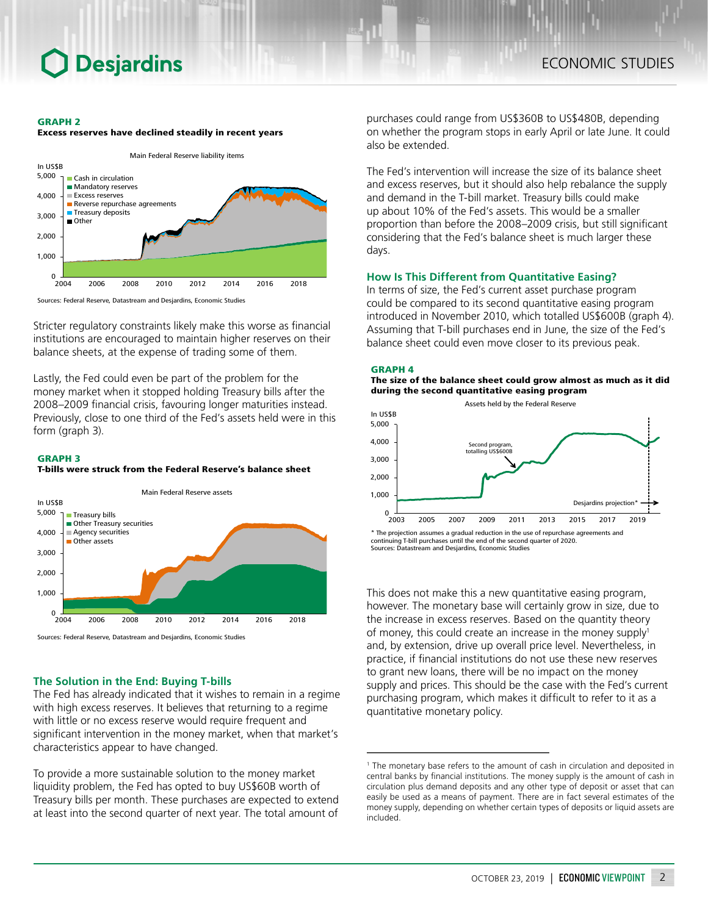**GRAPH 2**
**Excess reserves have declined steadily in recent years**

Main Federal Reserve liability items

Sources: Federal Reserve, Datastream and Desjardins, Economic Studies

Stricter regulatory constraints likely make this worse as financial institutions are encouraged to maintain higher reserves on their balance sheets, at the expense of trading some of them.

Lastly, the Fed could even be part of the problem for the money market when it stopped holding Treasury bills after the 2008–2009 financial crisis, favouring longer maturities instead. Previously, close to one third of the Fed's assets held were in this form (graph 3).

**GRAPH 3**
**T-bills were struck from the Federal Reserve's balance sheet**

Main Federal Reserve assets

Sources: Federal Reserve, Datastream and Desjardins, Economic Studies

## The Solution in the End: Buying T-bills

The Fed has already indicated that it wishes to remain in a regime with high excess reserves. It believes that returning to a regime with little or no excess reserve would require frequent and significant intervention in the money market, when that market's characteristics appear to have changed.

To provide a more sustainable solution to the money market liquidity problem, the Fed has opted to buy US$60B worth of Treasury bills per month. These purchases are expected to extend at least into the second quarter of next year. The total amount of purchases could range from US$360B to US$480B, depending on whether the program stops in early April or late June. It could also be extended.

The Fed's intervention will increase the size of its balance sheet and excess reserves, but it should also help rebalance the supply and demand in the T-bill market. Treasury bills could make up about 10% of the Fed's assets. This would be a smaller proportion than before the 2008–2009 crisis, but still significant considering that the Fed's balance sheet is much larger these days.

## How Is This Different from Quantitative Easing?

In terms of size, the Fed's current asset purchase program could be compared to its second quantitative easing program introduced in November 2010, which totalled US$600B (graph 4). Assuming that T-bill purchases end in June, the size of the Fed's balance sheet could even move closer to its previous peak.

**GRAPH 4**
**The size of the balance sheet could grow almost as much as it did during the second quantitative easing program**

Assets held by the Federal Reserve

\* The projection assumes a gradual reduction in the use of repurchase agreements and continuing T-bill purchases until the end of the second quarter of 2020.
Sources: Datastream and Desjardins, Economic Studies

This does not make this a new quantitative easing program, however. The monetary base will certainly grow in size, due to the increase in excess reserves. Based on the quantity theory of money, this could create an increase in the money supply[1] and, by extension, drive up overall price level. Nevertheless, in practice, if financial institutions do not use these new reserves to grant new loans, there will be no impact on the money supply and prices. This should be the case with the Fed's current purchasing program, which makes it difficult to refer to it as a quantitative monetary policy.

---

[1] The monetary base refers to the amount of cash in circulation and deposited in central banks by financial institutions. The money supply is the amount of cash in circulation plus demand deposits and any other type of deposit or asset that can easily be used as a means of payment. There are in fact several estimates of the money supply, depending on whether certain types of deposits or liquid assets are included.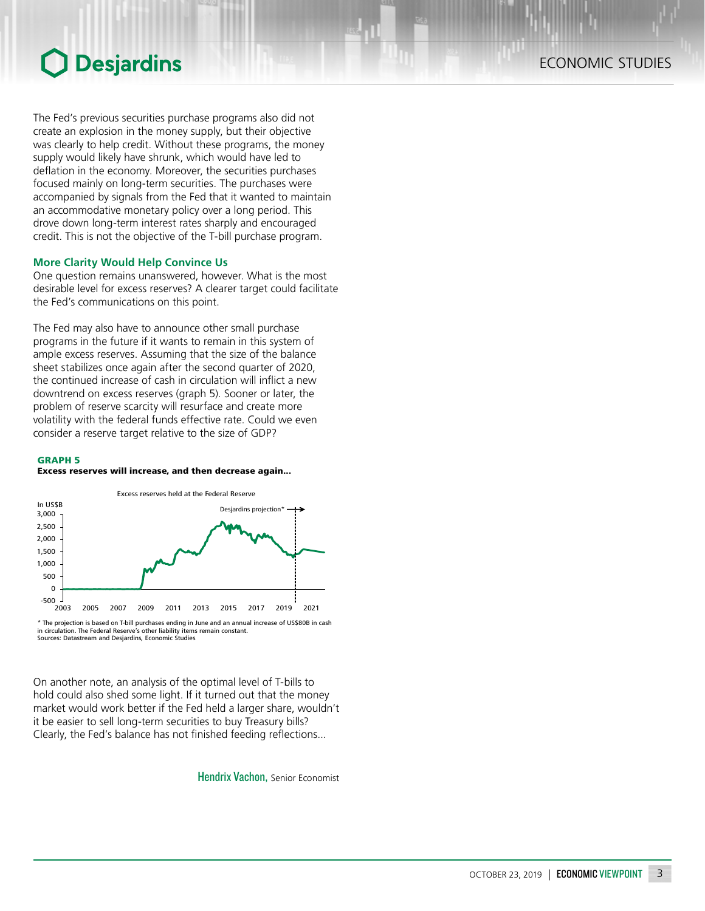The Fed's previous securities purchase programs also did not create an explosion in the money supply, but their objective was clearly to help credit. Without these programs, the money supply would likely have shrunk, which would have led to deflation in the economy. Moreover, the securities purchases focused mainly on long-term securities. The purchases were accompanied by signals from the Fed that it wanted to maintain an accommodative monetary policy over a long period. This drove down long-term interest rates sharply and encouraged credit. This is not the objective of the T-bill purchase program.

### More Clarity Would Help Convince Us

One question remains unanswered, however. What is the most desirable level for excess reserves? A clearer target could facilitate the Fed's communications on this point.

The Fed may also have to announce other small purchase programs in the future if it wants to remain in this system of ample excess reserves. Assuming that the size of the balance sheet stabilizes once again after the second quarter of 2020, the continued increase of cash in circulation will inflict a new downtrend on excess reserves (graph 5). Sooner or later, the problem of reserve scarcity will resurface and create more volatility with the federal funds effective rate. Could we even consider a reserve target relative to the size of GDP?

**GRAPH 5**
**Excess reserves will increase, and then decrease again...**

Excess reserves held at the Federal Reserve

In US$B

3,000
2,500
2,000
1,500
1,000
500
0
-500

2003 2005 2007 2009 2011 2013 2015 2017 2019 2021

Desjardins projection*

\* The projection is based on T-bill purchases ending in June and an annual increase of US$80B in cash in circulation. The Federal Reserve's other liability items remain constant.
Sources: Datastream and Desjardins, Economic Studies

On another note, an analysis of the optimal level of T-bills to hold could also shed some light. If it turned out that the money market would work better if the Fed held a larger share, wouldn't it be easier to sell long-term securities to buy Treasury bills? Clearly, the Fed's balance has not finished feeding reflections...

Hendrix Vachon, Senior Economist